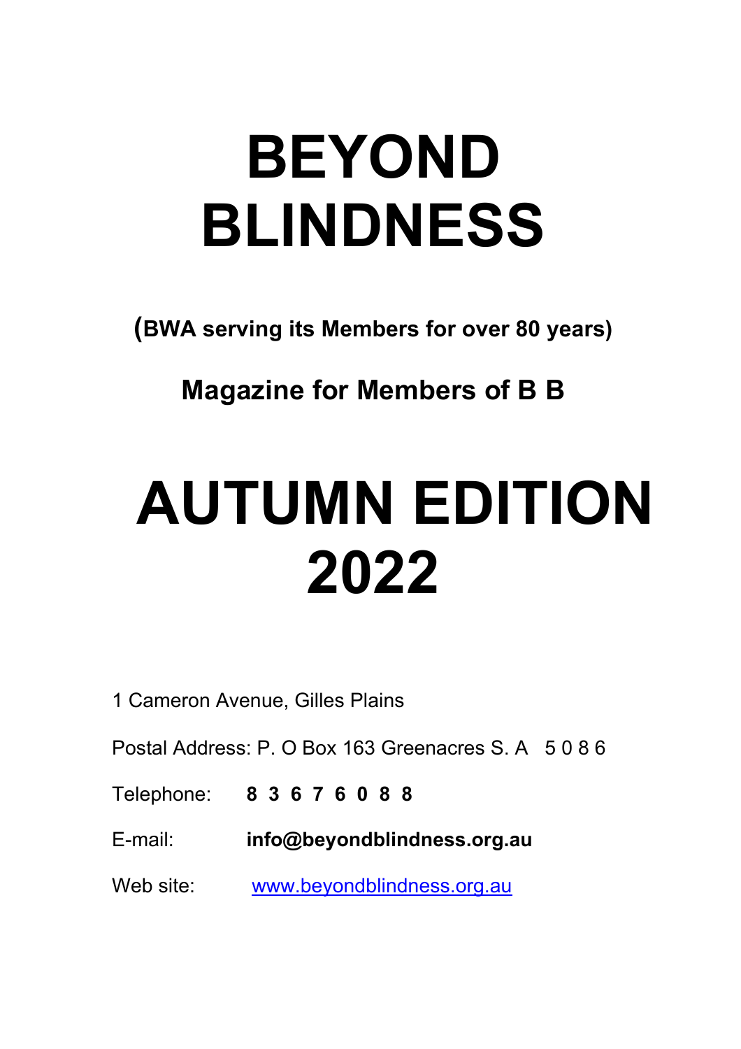# BEYOND BLINDNESS

**(BWA serving its Members for over 80 years)**

**Magazine for Members of B B**

# AUTUMN EDITION 2022

1 Cameron Avenue, Gilles Plains

Postal Address: P. O Box 163 Greenacres S. A 5 0 8 6

Telephone: **8 3 6 7 6 0 8 8**

E-mail: **info@beyondblindness.org.au**

Web site: www.beyondblindness.org.au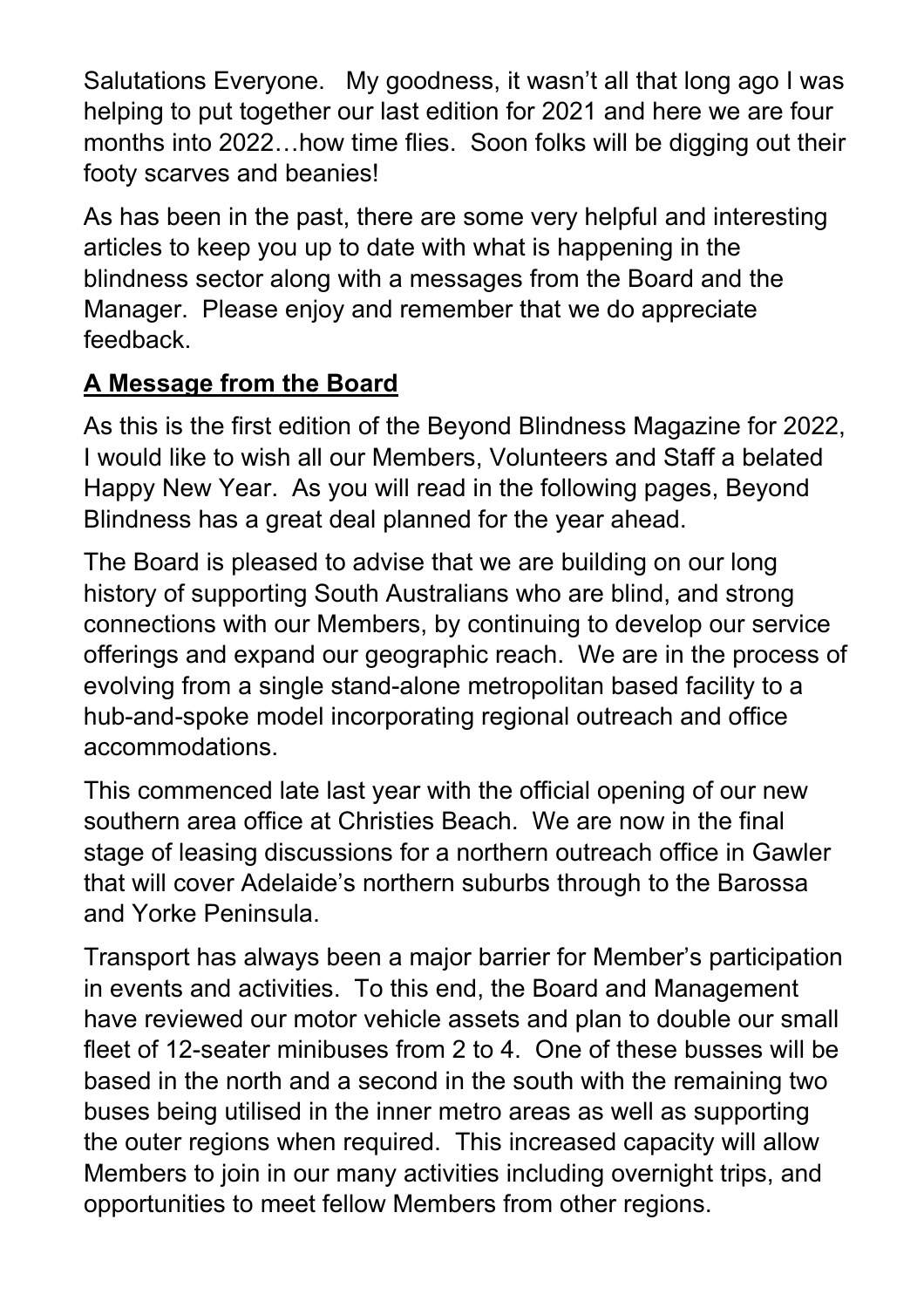Salutations Everyone.   My goodness, it wasn't all that long ago I was helping to put together our last edition for 2021 and here we are four months into 2022…how time flies.  Soon folks will be digging out their footy scarves and beanies!

As has been in the past, there are some very helpful and interesting articles to keep you up to date with what is happening in the blindness sector along with a messages from the Board and the Manager.  Please enjoy and remember that we do appreciate feedback.

## A Message from the Board

As this is the first edition of the Beyond Blindness Magazine for 2022, I would like to wish all our Members, Volunteers and Staff a belated Happy New Year.  As you will read in the following pages, Beyond Blindness has a great deal planned for the year ahead.

The Board is pleased to advise that we are building on our long history of supporting South Australians who are blind, and strong connections with our Members, by continuing to develop our service offerings and expand our geographic reach.  We are in the process of evolving from a single stand-alone metropolitan based facility to a hub-and-spoke model incorporating regional outreach and office accommodations.

This commenced late last year with the official opening of our new southern area office at Christies Beach.  We are now in the final stage of leasing discussions for a northern outreach office in Gawler that will cover Adelaide's northern suburbs through to the Barossa and Yorke Peninsula.

Transport has always been a major barrier for Member's participation in events and activities.  To this end, the Board and Management have reviewed our motor vehicle assets and plan to double our small fleet of 12-seater minibuses from 2 to 4.  One of these busses will be based in the north and a second in the south with the remaining two buses being utilised in the inner metro areas as well as supporting the outer regions when required.  This increased capacity will allow Members to join in our many activities including overnight trips, and opportunities to meet fellow Members from other regions.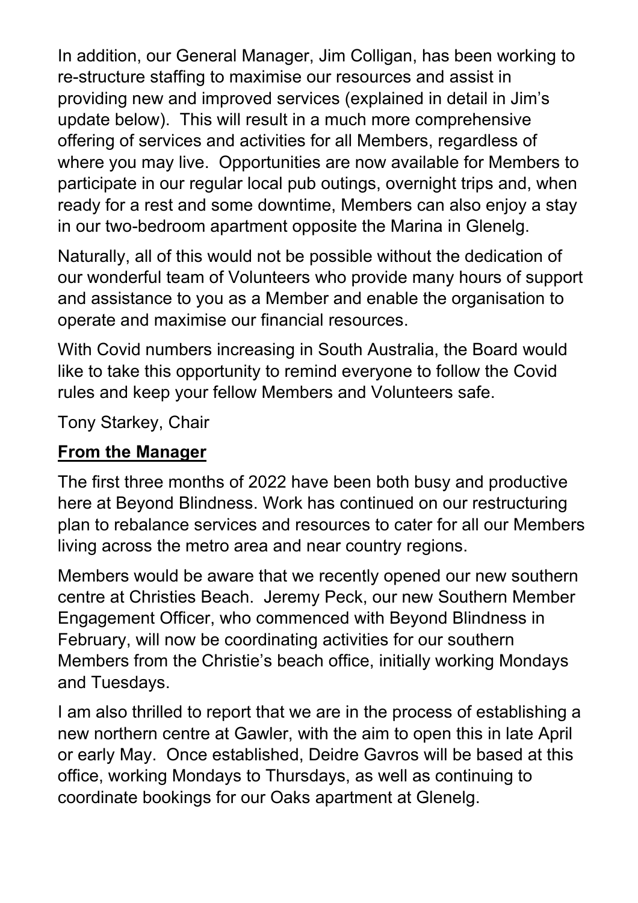In addition, our General Manager, Jim Colligan, has been working to re-structure staffing to maximise our resources and assist in providing new and improved services (explained in detail in Jim's update below). This will result in a much more comprehensive offering of services and activities for all Members, regardless of where you may live. Opportunities are now available for Members to participate in our regular local pub outings, overnight trips and, when ready for a rest and some downtime, Members can also enjoy a stay in our two-bedroom apartment opposite the Marina in Glenelg.

Naturally, all of this would not be possible without the dedication of our wonderful team of Volunteers who provide many hours of support and assistance to you as a Member and enable the organisation to operate and maximise our financial resources.

With Covid numbers increasing in South Australia, the Board would like to take this opportunity to remind everyone to follow the Covid rules and keep your fellow Members and Volunteers safe.

Tony Starkey, Chair

## From the Manager

The first three months of 2022 have been both busy and productive here at Beyond Blindness. Work has continued on our restructuring plan to rebalance services and resources to cater for all our Members living across the metro area and near country regions.

Members would be aware that we recently opened our new southern centre at Christies Beach. Jeremy Peck, our new Southern Member Engagement Officer, who commenced with Beyond Blindness in February, will now be coordinating activities for our southern Members from the Christie's beach office, initially working Mondays and Tuesdays.

I am also thrilled to report that we are in the process of establishing a new northern centre at Gawler, with the aim to open this in late April or early May. Once established, Deidre Gavros will be based at this office, working Mondays to Thursdays, as well as continuing to coordinate bookings for our Oaks apartment at Glenelg.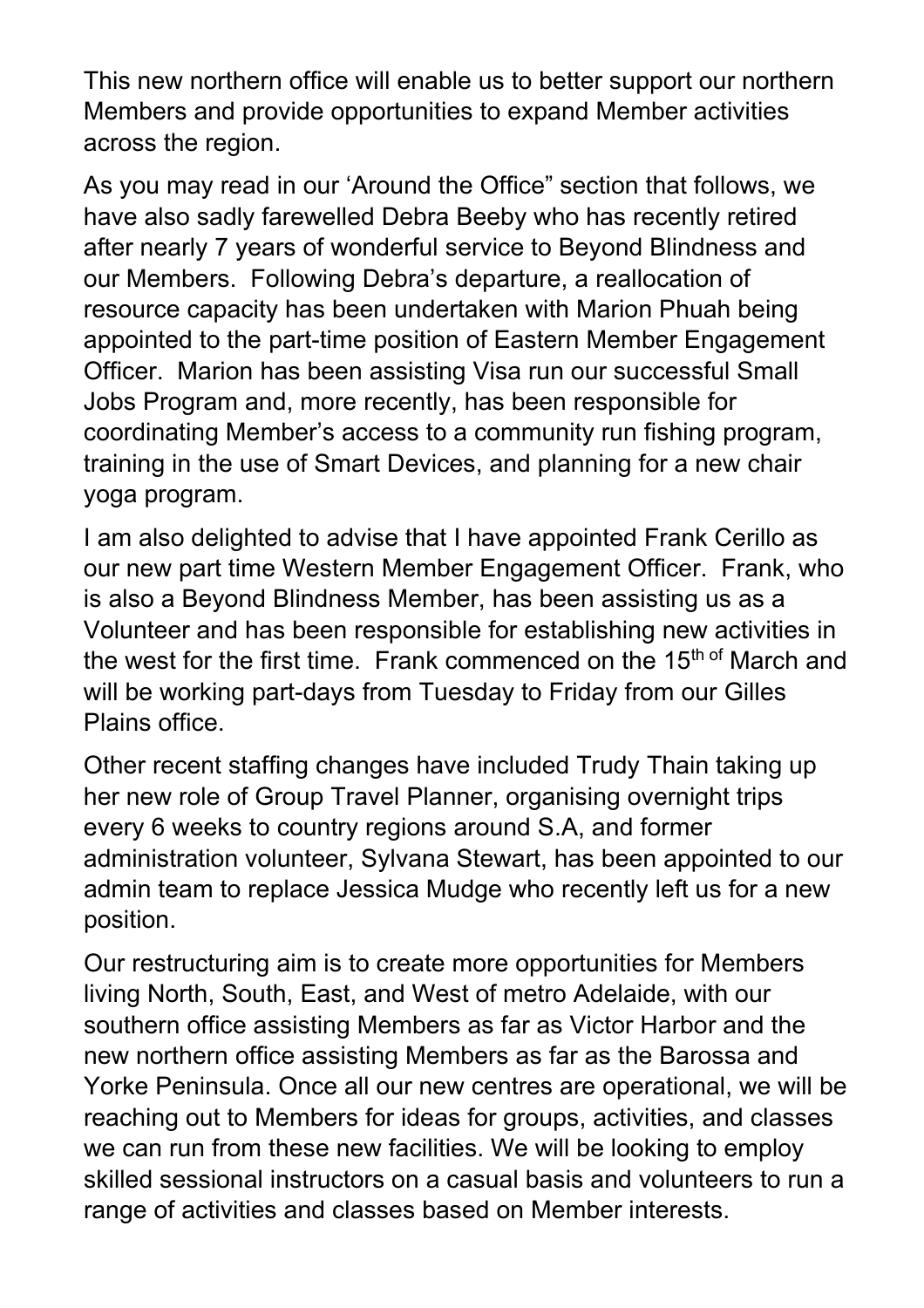This new northern office will enable us to better support our northern Members and provide opportunities to expand Member activities across the region.

As you may read in our 'Around the Office" section that follows, we have also sadly farewelled Debra Beeby who has recently retired after nearly 7 years of wonderful service to Beyond Blindness and our Members. Following Debra's departure, a reallocation of resource capacity has been undertaken with Marion Phuah being appointed to the part-time position of Eastern Member Engagement Officer. Marion has been assisting Visa run our successful Small Jobs Program and, more recently, has been responsible for coordinating Member's access to a community run fishing program, training in the use of Smart Devices, and planning for a new chair yoga program.

I am also delighted to advise that I have appointed Frank Cerillo as our new part time Western Member Engagement Officer. Frank, who is also a Beyond Blindness Member, has been assisting us as a Volunteer and has been responsible for establishing new activities in the west for the first time. Frank commenced on the 15th of March and will be working part-days from Tuesday to Friday from our Gilles Plains office.

Other recent staffing changes have included Trudy Thain taking up her new role of Group Travel Planner, organising overnight trips every 6 weeks to country regions around S.A, and former administration volunteer, Sylvana Stewart, has been appointed to our admin team to replace Jessica Mudge who recently left us for a new position.

Our restructuring aim is to create more opportunities for Members living North, South, East, and West of metro Adelaide, with our southern office assisting Members as far as Victor Harbor and the new northern office assisting Members as far as the Barossa and Yorke Peninsula. Once all our new centres are operational, we will be reaching out to Members for ideas for groups, activities, and classes we can run from these new facilities. We will be looking to employ skilled sessional instructors on a casual basis and volunteers to run a range of activities and classes based on Member interests.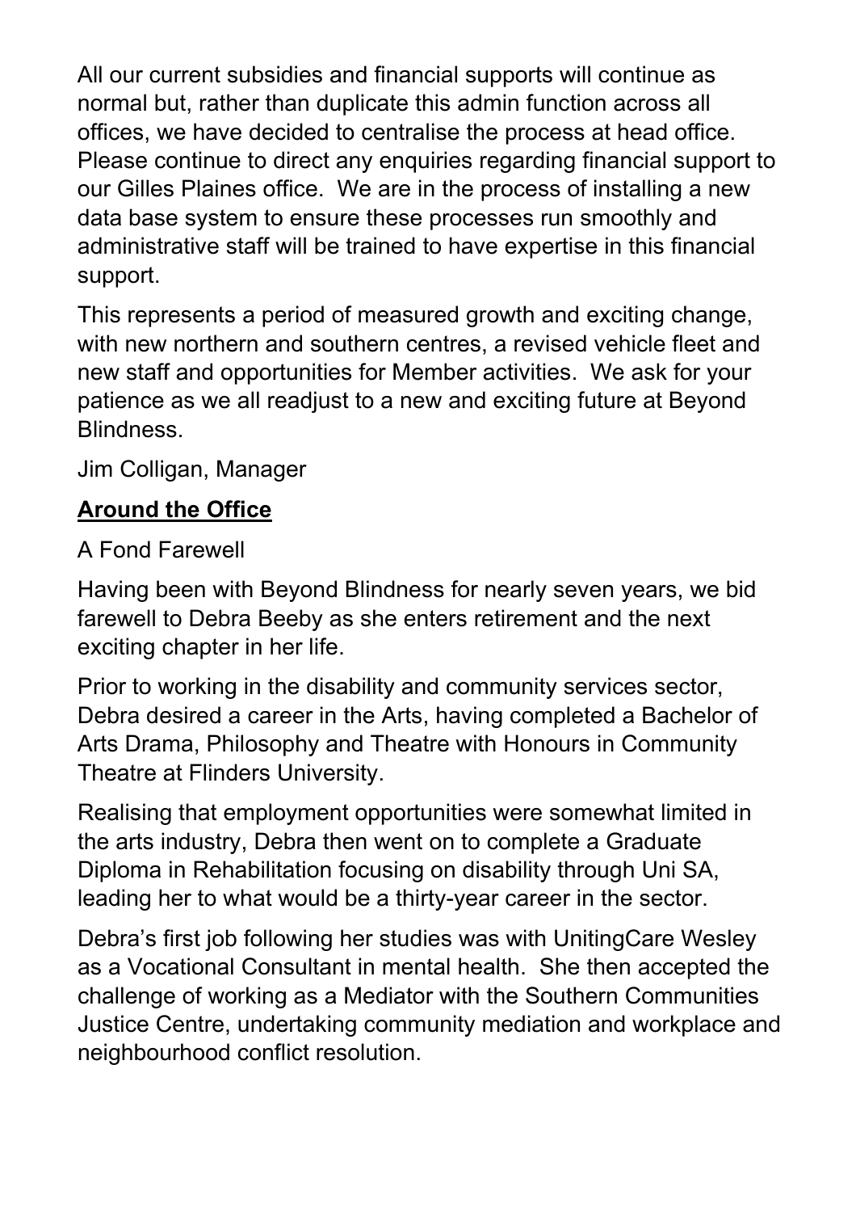All our current subsidies and financial supports will continue as normal but, rather than duplicate this admin function across all offices, we have decided to centralise the process at head office. Please continue to direct any enquiries regarding financial support to our Gilles Plaines office. We are in the process of installing a new data base system to ensure these processes run smoothly and administrative staff will be trained to have expertise in this financial support.

This represents a period of measured growth and exciting change, with new northern and southern centres, a revised vehicle fleet and new staff and opportunities for Member activities. We ask for your patience as we all readjust to a new and exciting future at Beyond Blindness.

Jim Colligan, Manager

## Around the Office

A Fond Farewell

Having been with Beyond Blindness for nearly seven years, we bid farewell to Debra Beeby as she enters retirement and the next exciting chapter in her life.

Prior to working in the disability and community services sector, Debra desired a career in the Arts, having completed a Bachelor of Arts Drama, Philosophy and Theatre with Honours in Community Theatre at Flinders University.

Realising that employment opportunities were somewhat limited in the arts industry, Debra then went on to complete a Graduate Diploma in Rehabilitation focusing on disability through Uni SA, leading her to what would be a thirty-year career in the sector.

Debra's first job following her studies was with UnitingCare Wesley as a Vocational Consultant in mental health. She then accepted the challenge of working as a Mediator with the Southern Communities Justice Centre, undertaking community mediation and workplace and neighbourhood conflict resolution.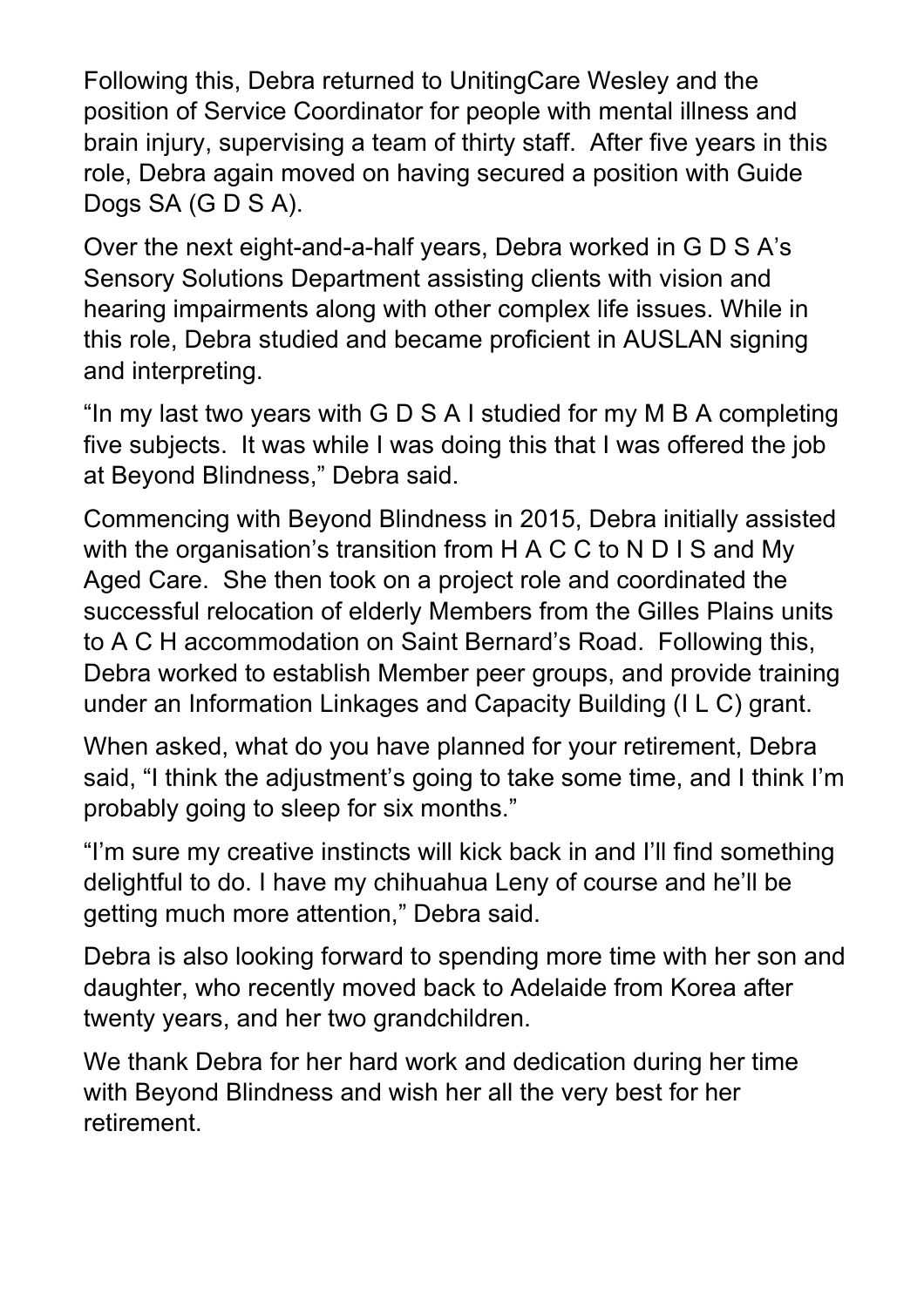Following this, Debra returned to UnitingCare Wesley and the position of Service Coordinator for people with mental illness and brain injury, supervising a team of thirty staff. After five years in this role, Debra again moved on having secured a position with Guide Dogs SA (G D S A).

Over the next eight-and-a-half years, Debra worked in G D S A's Sensory Solutions Department assisting clients with vision and hearing impairments along with other complex life issues. While in this role, Debra studied and became proficient in AUSLAN signing and interpreting.

"In my last two years with G D S A I studied for my M B A completing five subjects. It was while I was doing this that I was offered the job at Beyond Blindness," Debra said.

Commencing with Beyond Blindness in 2015, Debra initially assisted with the organisation's transition from H A C C to N D I S and My Aged Care. She then took on a project role and coordinated the successful relocation of elderly Members from the Gilles Plains units to A C H accommodation on Saint Bernard's Road. Following this, Debra worked to establish Member peer groups, and provide training under an Information Linkages and Capacity Building (I L C) grant.

When asked, what do you have planned for your retirement, Debra said, "I think the adjustment's going to take some time, and I think I'm probably going to sleep for six months."

"I'm sure my creative instincts will kick back in and I'll find something delightful to do. I have my chihuahua Leny of course and he'll be getting much more attention," Debra said.

Debra is also looking forward to spending more time with her son and daughter, who recently moved back to Adelaide from Korea after twenty years, and her two grandchildren.

We thank Debra for her hard work and dedication during her time with Beyond Blindness and wish her all the very best for her retirement.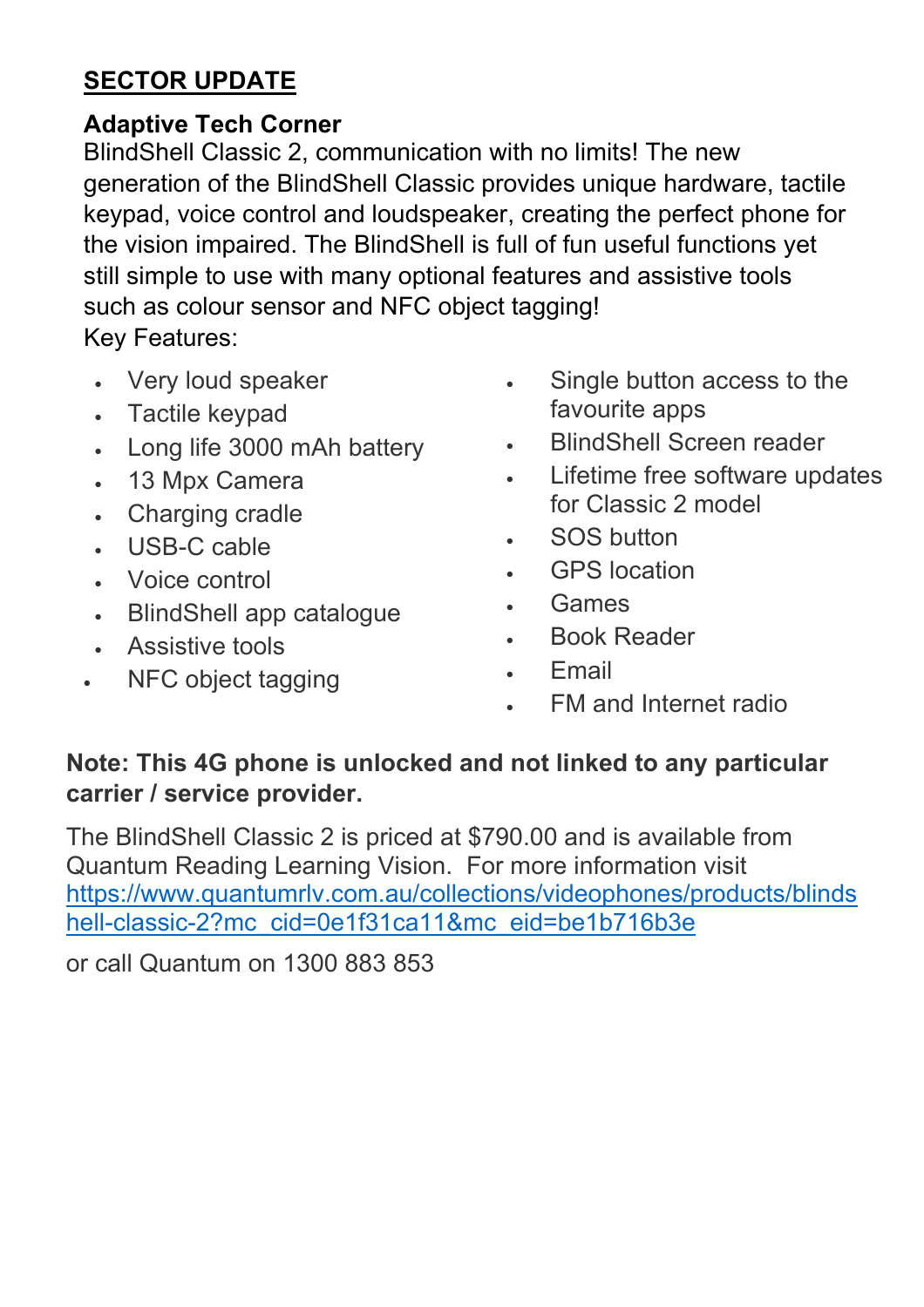## SECTOR UPDATE

### Adaptive Tech Corner

BlindShell Classic 2, communication with no limits! The new generation of the BlindShell Classic provides unique hardware, tactile keypad, voice control and loudspeaker, creating the perfect phone for the vision impaired. The BlindShell is full of fun useful functions yet still simple to use with many optional features and assistive tools such as colour sensor and NFC object tagging!

Key Features:

- Very loud speaker
- Tactile keypad
- Long life 3000 mAh battery
- 13 Mpx Camera
- Charging cradle
- USB-C cable
- Voice control
- BlindShell app catalogue
- Assistive tools
- NFC object tagging
- Single button access to the favourite apps
- BlindShell Screen reader
- Lifetime free software updates for Classic 2 model
- SOS button
- GPS location
- Games
- Book Reader
- Email
- FM and Internet radio

**Note: This 4G phone is unlocked and not linked to any particular carrier / service provider.**

The BlindShell Classic 2 is priced at $790.00 and is available from Quantum Reading Learning Vision. For more information visit https://www.quantumrlv.com.au/collections/videophones/products/blindshell-classic-2?mc_cid=0e1f31ca11&mc_eid=be1b716b3e

or call Quantum on 1300 883 853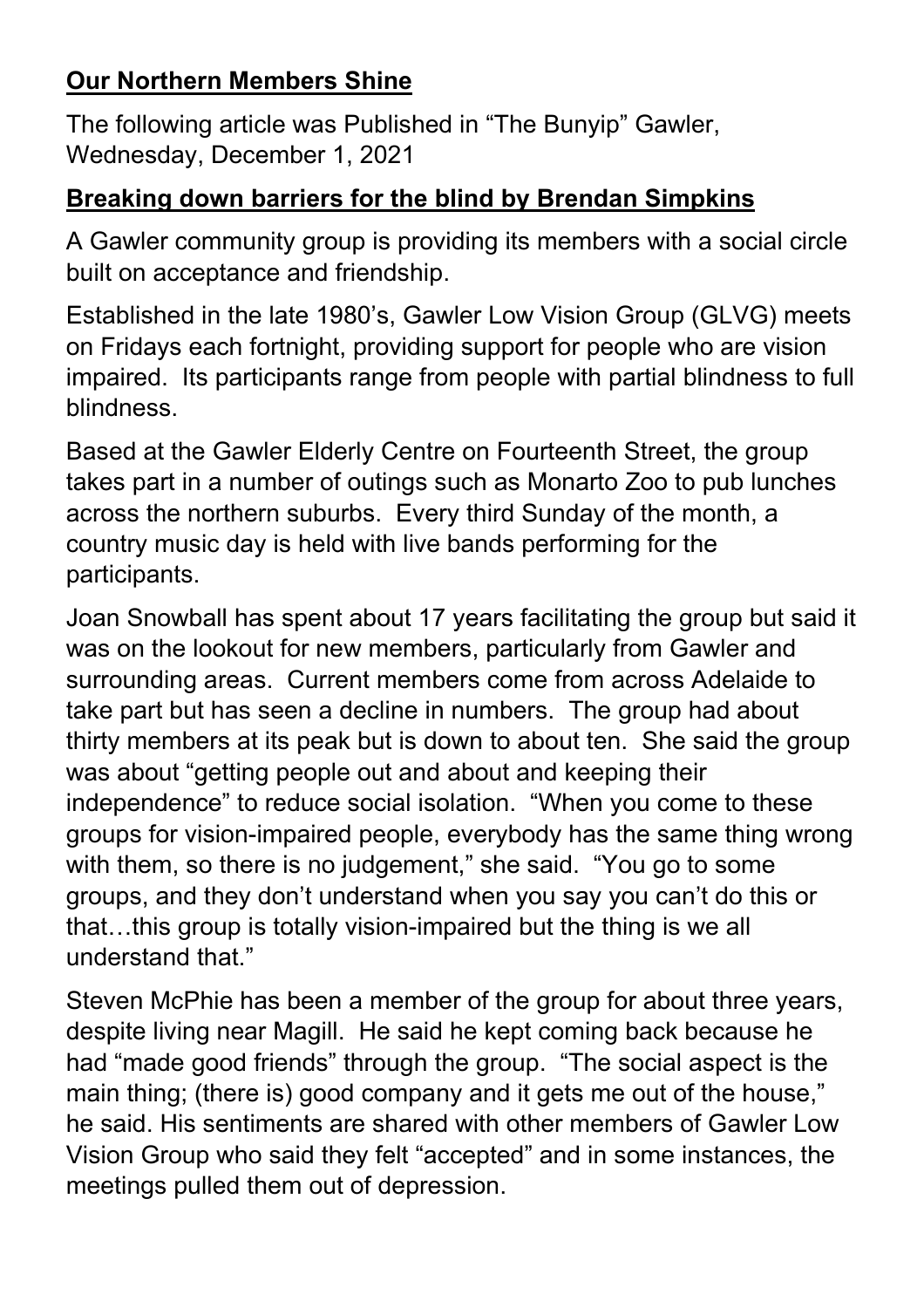## **Our Northern Members Shine**

The following article was Published in "The Bunyip" Gawler, Wednesday, December 1, 2021

### **Breaking down barriers for the blind by Brendan Simpkins**

A Gawler community group is providing its members with a social circle built on acceptance and friendship.

Established in the late 1980's, Gawler Low Vision Group (GLVG) meets on Fridays each fortnight, providing support for people who are vision impaired. Its participants range from people with partial blindness to full blindness.

Based at the Gawler Elderly Centre on Fourteenth Street, the group takes part in a number of outings such as Monarto Zoo to pub lunches across the northern suburbs. Every third Sunday of the month, a country music day is held with live bands performing for the participants.

Joan Snowball has spent about 17 years facilitating the group but said it was on the lookout for new members, particularly from Gawler and surrounding areas. Current members come from across Adelaide to take part but has seen a decline in numbers. The group had about thirty members at its peak but is down to about ten. She said the group was about "getting people out and about and keeping their independence" to reduce social isolation. "When you come to these groups for vision-impaired people, everybody has the same thing wrong with them, so there is no judgement," she said. "You go to some groups, and they don't understand when you say you can't do this or that…this group is totally vision-impaired but the thing is we all understand that."

Steven McPhie has been a member of the group for about three years, despite living near Magill. He said he kept coming back because he had "made good friends" through the group. "The social aspect is the main thing; (there is) good company and it gets me out of the house," he said. His sentiments are shared with other members of Gawler Low Vision Group who said they felt "accepted" and in some instances, the meetings pulled them out of depression.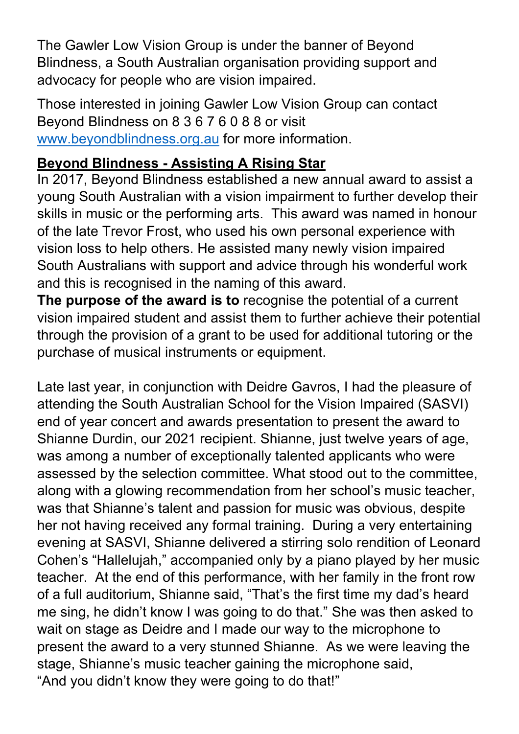The Gawler Low Vision Group is under the banner of Beyond Blindness, a South Australian organisation providing support and advocacy for people who are vision impaired.

Those interested in joining Gawler Low Vision Group can contact Beyond Blindness on 8 3 6 7 6 0 8 8 or visit www.beyondblindness.org.au for more information.

**Beyond Blindness - Assisting A Rising Star**

In 2017, Beyond Blindness established a new annual award to assist a young South Australian with a vision impairment to further develop their skills in music or the performing arts. This award was named in honour of the late Trevor Frost, who used his own personal experience with vision loss to help others. He assisted many newly vision impaired South Australians with support and advice through his wonderful work and this is recognised in the naming of this award.

**The purpose of the award is to** recognise the potential of a current vision impaired student and assist them to further achieve their potential through the provision of a grant to be used for additional tutoring or the purchase of musical instruments or equipment.

Late last year, in conjunction with Deidre Gavros, I had the pleasure of attending the South Australian School for the Vision Impaired (SASVI) end of year concert and awards presentation to present the award to Shianne Durdin, our 2021 recipient. Shianne, just twelve years of age, was among a number of exceptionally talented applicants who were assessed by the selection committee. What stood out to the committee, along with a glowing recommendation from her school's music teacher, was that Shianne's talent and passion for music was obvious, despite her not having received any formal training. During a very entertaining evening at SASVI, Shianne delivered a stirring solo rendition of Leonard Cohen's "Hallelujah," accompanied only by a piano played by her music teacher. At the end of this performance, with her family in the front row of a full auditorium, Shianne said, "That's the first time my dad's heard me sing, he didn't know I was going to do that." She was then asked to wait on stage as Deidre and I made our way to the microphone to present the award to a very stunned Shianne. As we were leaving the stage, Shianne's music teacher gaining the microphone said, "And you didn't know they were going to do that!"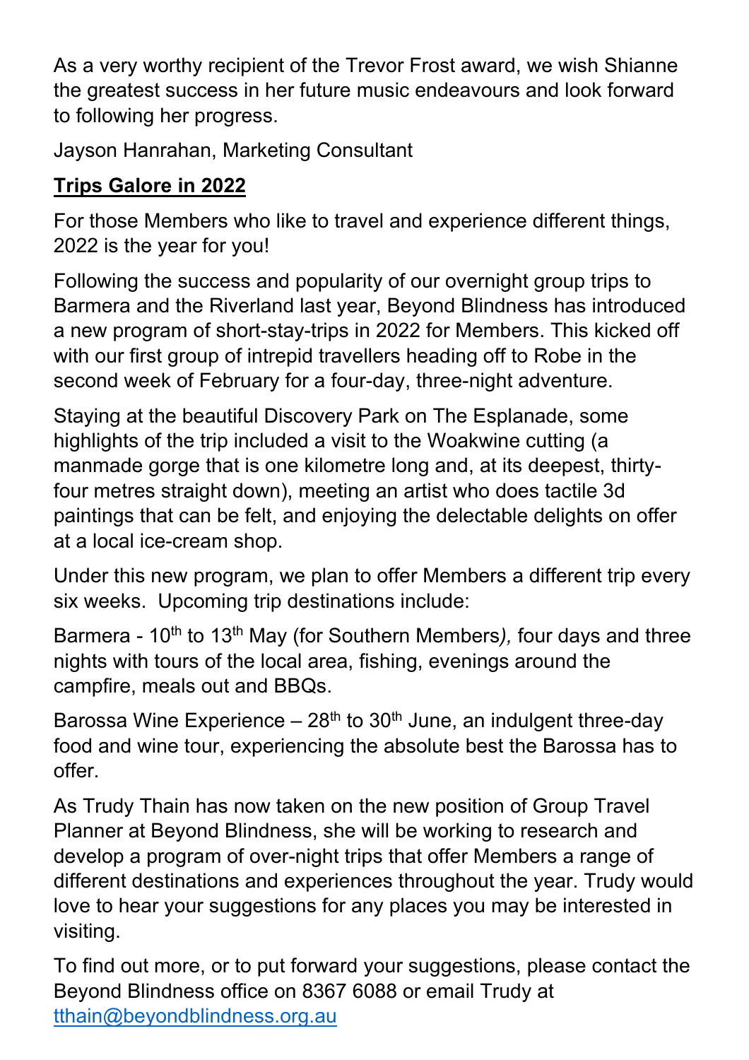As a very worthy recipient of the Trevor Frost award, we wish Shianne the greatest success in her future music endeavours and look forward to following her progress.

Jayson Hanrahan, Marketing Consultant

## **Trips Galore in 2022**

For those Members who like to travel and experience different things, 2022 is the year for you!

Following the success and popularity of our overnight group trips to Barmera and the Riverland last year, Beyond Blindness has introduced a new program of short-stay-trips in 2022 for Members. This kicked off with our first group of intrepid travellers heading off to Robe in the second week of February for a four-day, three-night adventure.

Staying at the beautiful Discovery Park on The Esplanade, some highlights of the trip included a visit to the Woakwine cutting (a manmade gorge that is one kilometre long and, at its deepest, thirty-four metres straight down), meeting an artist who does tactile 3d paintings that can be felt, and enjoying the delectable delights on offer at a local ice-cream shop.

Under this new program, we plan to offer Members a different trip every six weeks. Upcoming trip destinations include:

Barmera - 10th to 13th May (for Southern Members*),* four days and three nights with tours of the local area, fishing, evenings around the campfire, meals out and BBQs.

Barossa Wine Experience – 28th to 30th June, an indulgent three-day food and wine tour, experiencing the absolute best the Barossa has to offer.

As Trudy Thain has now taken on the new position of Group Travel Planner at Beyond Blindness, she will be working to research and develop a program of over-night trips that offer Members a range of different destinations and experiences throughout the year. Trudy would love to hear your suggestions for any places you may be interested in visiting.

To find out more, or to put forward your suggestions, please contact the Beyond Blindness office on 8367 6088 or email Trudy at tthain@beyondblindness.org.au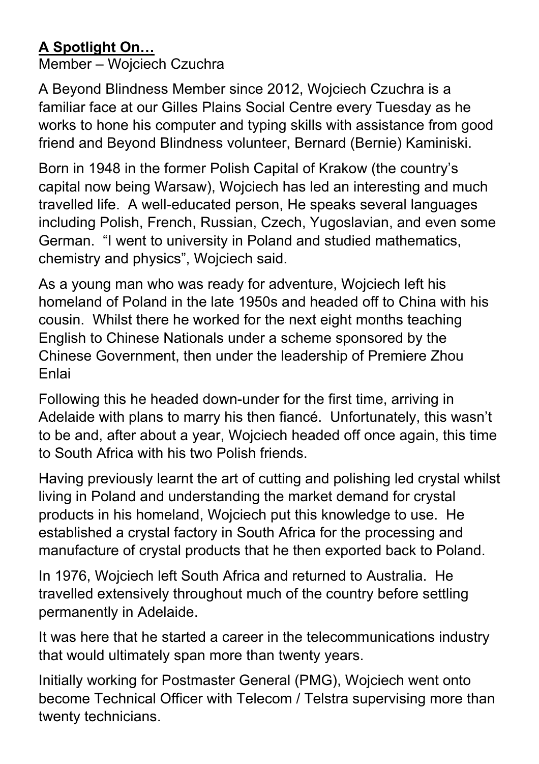**A Spotlight On…**

Member – Wojciech Czuchra

A Beyond Blindness Member since 2012, Wojciech Czuchra is a familiar face at our Gilles Plains Social Centre every Tuesday as he works to hone his computer and typing skills with assistance from good friend and Beyond Blindness volunteer, Bernard (Bernie) Kaminiski.

Born in 1948 in the former Polish Capital of Krakow (the country's capital now being Warsaw), Wojciech has led an interesting and much travelled life. A well-educated person, He speaks several languages including Polish, French, Russian, Czech, Yugoslavian, and even some German. "I went to university in Poland and studied mathematics, chemistry and physics", Wojciech said.

As a young man who was ready for adventure, Wojciech left his homeland of Poland in the late 1950s and headed off to China with his cousin. Whilst there he worked for the next eight months teaching English to Chinese Nationals under a scheme sponsored by the Chinese Government, then under the leadership of Premiere Zhou Enlai

Following this he headed down-under for the first time, arriving in Adelaide with plans to marry his then fiancé. Unfortunately, this wasn't to be and, after about a year, Wojciech headed off once again, this time to South Africa with his two Polish friends.

Having previously learnt the art of cutting and polishing led crystal whilst living in Poland and understanding the market demand for crystal products in his homeland, Wojciech put this knowledge to use. He established a crystal factory in South Africa for the processing and manufacture of crystal products that he then exported back to Poland.

In 1976, Wojciech left South Africa and returned to Australia. He travelled extensively throughout much of the country before settling permanently in Adelaide.

It was here that he started a career in the telecommunications industry that would ultimately span more than twenty years.

Initially working for Postmaster General (PMG), Wojciech went onto become Technical Officer with Telecom / Telstra supervising more than twenty technicians.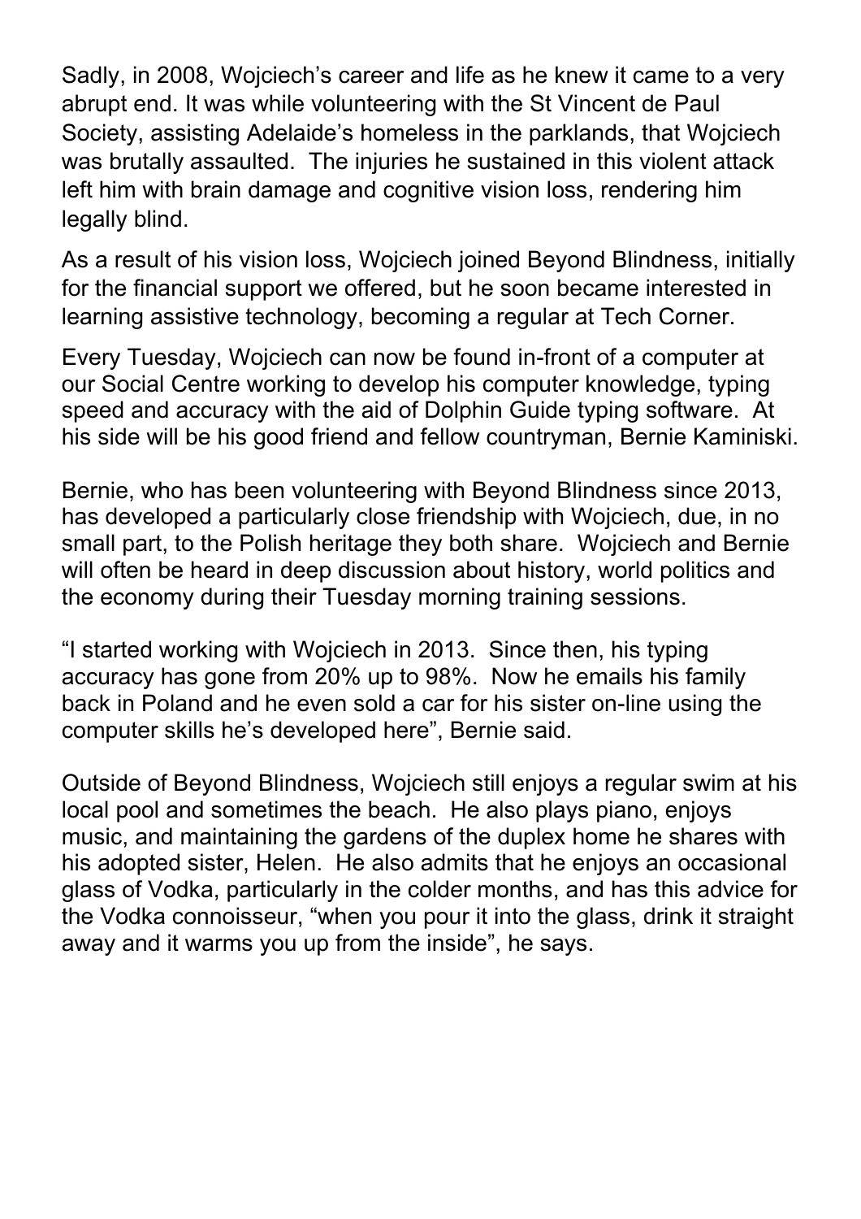Sadly, in 2008, Wojciech's career and life as he knew it came to a very abrupt end. It was while volunteering with the St Vincent de Paul Society, assisting Adelaide's homeless in the parklands, that Wojciech was brutally assaulted. The injuries he sustained in this violent attack left him with brain damage and cognitive vision loss, rendering him legally blind.

As a result of his vision loss, Wojciech joined Beyond Blindness, initially for the financial support we offered, but he soon became interested in learning assistive technology, becoming a regular at Tech Corner.

Every Tuesday, Wojciech can now be found in-front of a computer at our Social Centre working to develop his computer knowledge, typing speed and accuracy with the aid of Dolphin Guide typing software. At his side will be his good friend and fellow countryman, Bernie Kaminiski.

Bernie, who has been volunteering with Beyond Blindness since 2013, has developed a particularly close friendship with Wojciech, due, in no small part, to the Polish heritage they both share. Wojciech and Bernie will often be heard in deep discussion about history, world politics and the economy during their Tuesday morning training sessions.

"I started working with Wojciech in 2013. Since then, his typing accuracy has gone from 20% up to 98%. Now he emails his family back in Poland and he even sold a car for his sister on-line using the computer skills he's developed here", Bernie said.

Outside of Beyond Blindness, Wojciech still enjoys a regular swim at his local pool and sometimes the beach. He also plays piano, enjoys music, and maintaining the gardens of the duplex home he shares with his adopted sister, Helen. He also admits that he enjoys an occasional glass of Vodka, particularly in the colder months, and has this advice for the Vodka connoisseur, "when you pour it into the glass, drink it straight away and it warms you up from the inside", he says.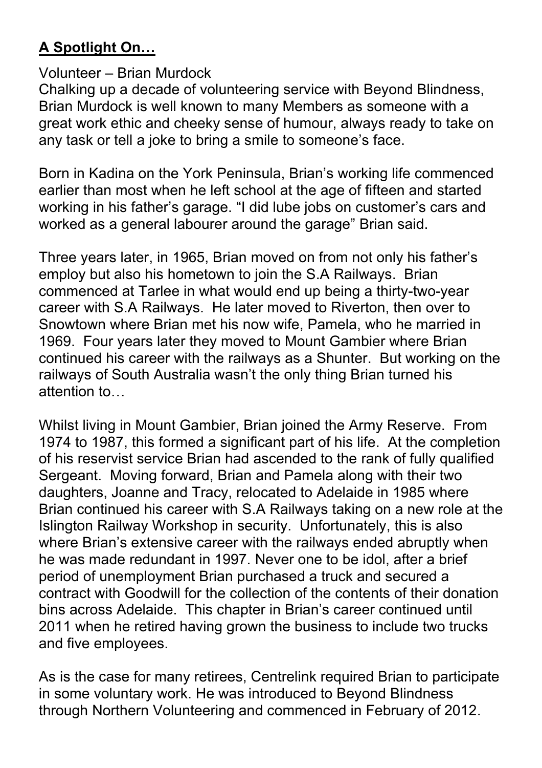## **A Spotlight On…**

Volunteer – Brian Murdock

Chalking up a decade of volunteering service with Beyond Blindness, Brian Murdock is well known to many Members as someone with a great work ethic and cheeky sense of humour, always ready to take on any task or tell a joke to bring a smile to someone's face.

Born in Kadina on the York Peninsula, Brian's working life commenced earlier than most when he left school at the age of fifteen and started working in his father's garage. "I did lube jobs on customer's cars and worked as a general labourer around the garage" Brian said.

Three years later, in 1965, Brian moved on from not only his father's employ but also his hometown to join the S.A Railways. Brian commenced at Tarlee in what would end up being a thirty-two-year career with S.A Railways. He later moved to Riverton, then over to Snowtown where Brian met his now wife, Pamela, who he married in 1969. Four years later they moved to Mount Gambier where Brian continued his career with the railways as a Shunter. But working on the railways of South Australia wasn't the only thing Brian turned his attention to…

Whilst living in Mount Gambier, Brian joined the Army Reserve. From 1974 to 1987, this formed a significant part of his life. At the completion of his reservist service Brian had ascended to the rank of fully qualified Sergeant. Moving forward, Brian and Pamela along with their two daughters, Joanne and Tracy, relocated to Adelaide in 1985 where Brian continued his career with S.A Railways taking on a new role at the Islington Railway Workshop in security. Unfortunately, this is also where Brian's extensive career with the railways ended abruptly when he was made redundant in 1997. Never one to be idol, after a brief period of unemployment Brian purchased a truck and secured a contract with Goodwill for the collection of the contents of their donation bins across Adelaide. This chapter in Brian's career continued until 2011 when he retired having grown the business to include two trucks and five employees.

As is the case for many retirees, Centrelink required Brian to participate in some voluntary work. He was introduced to Beyond Blindness through Northern Volunteering and commenced in February of 2012.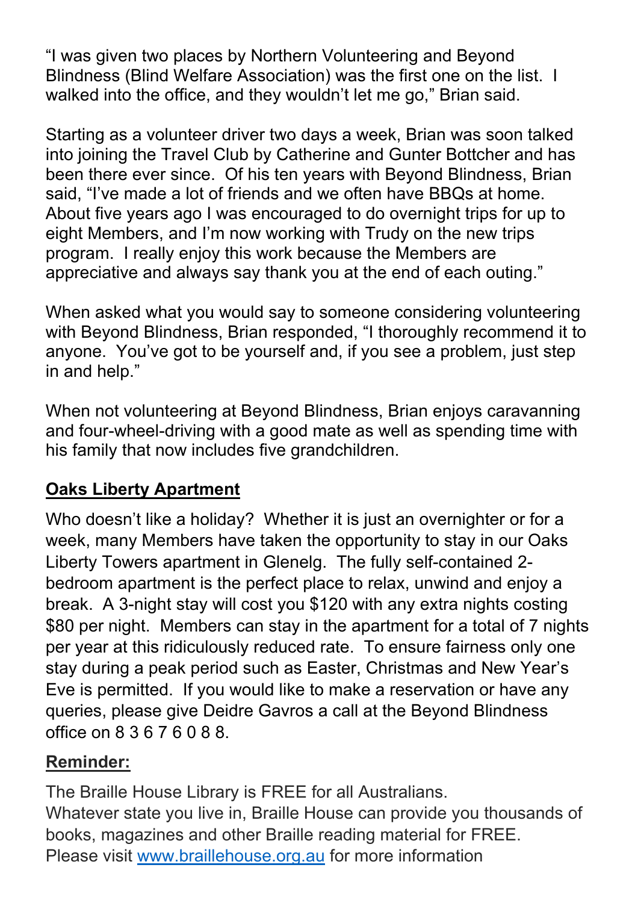"I was given two places by Northern Volunteering and Beyond Blindness (Blind Welfare Association) was the first one on the list. I walked into the office, and they wouldn't let me go," Brian said.

Starting as a volunteer driver two days a week, Brian was soon talked into joining the Travel Club by Catherine and Gunter Bottcher and has been there ever since. Of his ten years with Beyond Blindness, Brian said, "I've made a lot of friends and we often have BBQs at home. About five years ago I was encouraged to do overnight trips for up to eight Members, and I'm now working with Trudy on the new trips program. I really enjoy this work because the Members are appreciative and always say thank you at the end of each outing."

When asked what you would say to someone considering volunteering with Beyond Blindness, Brian responded, "I thoroughly recommend it to anyone. You've got to be yourself and, if you see a problem, just step in and help."

When not volunteering at Beyond Blindness, Brian enjoys caravanning and four-wheel-driving with a good mate as well as spending time with his family that now includes five grandchildren.

## **Oaks Liberty Apartment**

Who doesn't like a holiday? Whether it is just an overnighter or for a week, many Members have taken the opportunity to stay in our Oaks Liberty Towers apartment in Glenelg. The fully self-contained 2-bedroom apartment is the perfect place to relax, unwind and enjoy a break. A 3-night stay will cost you $120 with any extra nights costing $80 per night. Members can stay in the apartment for a total of 7 nights per year at this ridiculously reduced rate. To ensure fairness only one stay during a peak period such as Easter, Christmas and New Year's Eve is permitted. If you would like to make a reservation or have any queries, please give Deidre Gavros a call at the Beyond Blindness office on 8 3 6 7 6 0 8 8.

## **Reminder:**

The Braille House Library is FREE for all Australians.
Whatever state you live in, Braille House can provide you thousands of books, magazines and other Braille reading material for FREE.
Please visit [www.braillehouse.org.au](http://www.braillehouse.org.au) for more information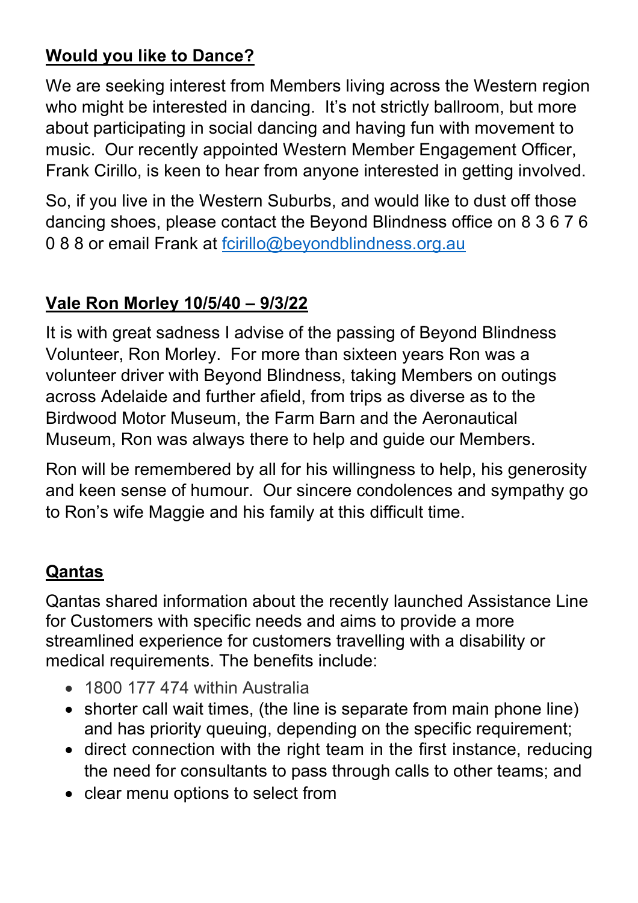## **Would you like to Dance?**

We are seeking interest from Members living across the Western region who might be interested in dancing. It's not strictly ballroom, but more about participating in social dancing and having fun with movement to music. Our recently appointed Western Member Engagement Officer, Frank Cirillo, is keen to hear from anyone interested in getting involved.

So, if you live in the Western Suburbs, and would like to dust off those dancing shoes, please contact the Beyond Blindness office on 8 3 6 7 6 0 8 8 or email Frank at fcirillo@beyondblindness.org.au

## **Vale Ron Morley 10/5/40 – 9/3/22**

It is with great sadness I advise of the passing of Beyond Blindness Volunteer, Ron Morley. For more than sixteen years Ron was a volunteer driver with Beyond Blindness, taking Members on outings across Adelaide and further afield, from trips as diverse as to the Birdwood Motor Museum, the Farm Barn and the Aeronautical Museum, Ron was always there to help and guide our Members.

Ron will be remembered by all for his willingness to help, his generosity and keen sense of humour. Our sincere condolences and sympathy go to Ron's wife Maggie and his family at this difficult time.

## **Qantas**

Qantas shared information about the recently launched Assistance Line for Customers with specific needs and aims to provide a more streamlined experience for customers travelling with a disability or medical requirements. The benefits include:

- 1800 177 474 within Australia
- shorter call wait times, (the line is separate from main phone line) and has priority queuing, depending on the specific requirement;
- direct connection with the right team in the first instance, reducing the need for consultants to pass through calls to other teams; and
- clear menu options to select from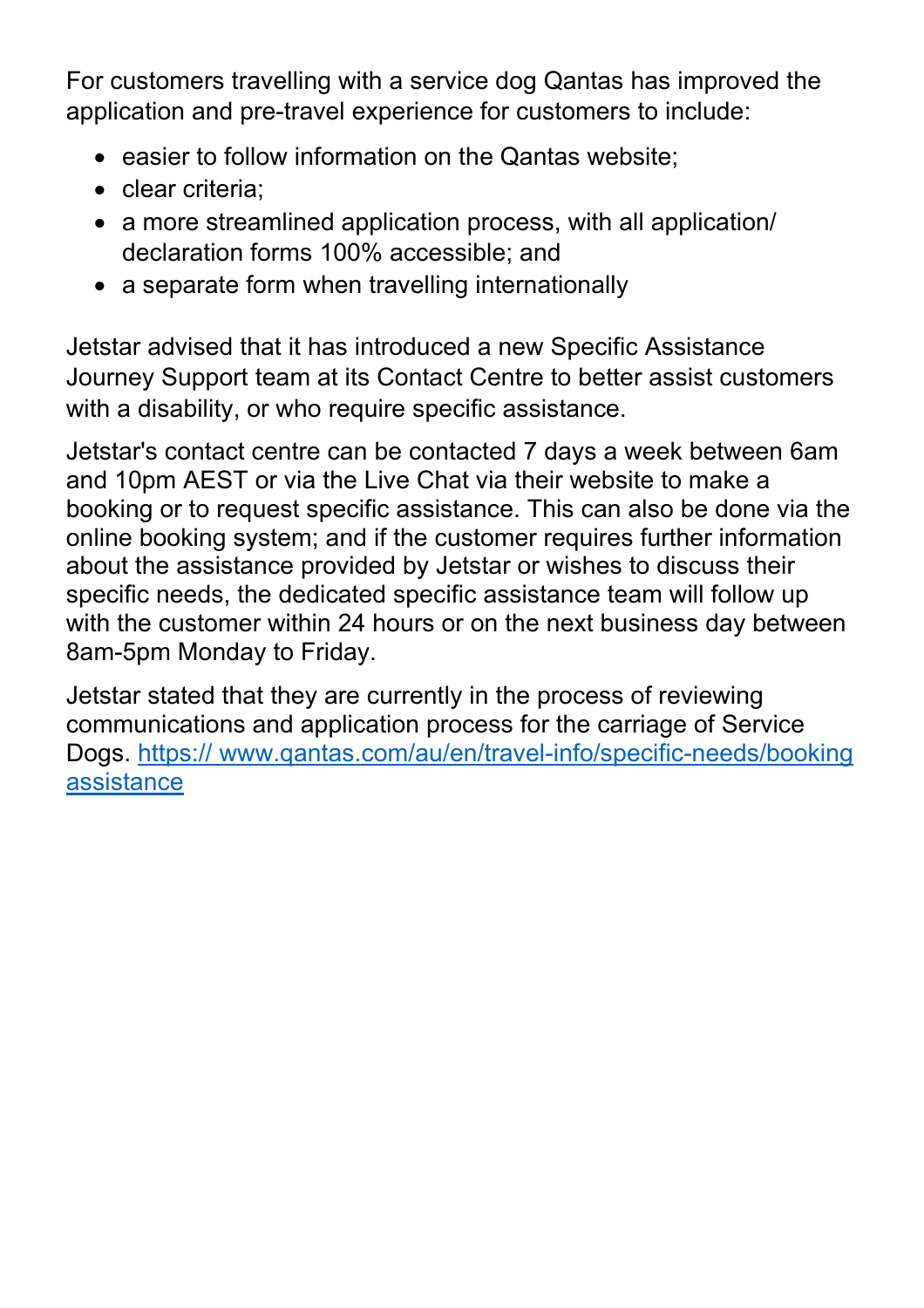For customers travelling with a service dog Qantas has improved the application and pre-travel experience for customers to include:

- easier to follow information on the Qantas website;
- clear criteria;
- a more streamlined application process, with all application/ declaration forms 100% accessible; and
- a separate form when travelling internationally

Jetstar advised that it has introduced a new Specific Assistance Journey Support team at its Contact Centre to better assist customers with a disability, or who require specific assistance.

Jetstar's contact centre can be contacted 7 days a week between 6am and 10pm AEST or via the Live Chat via their website to make a booking or to request specific assistance. This can also be done via the online booking system; and if the customer requires further information about the assistance provided by Jetstar or wishes to discuss their specific needs, the dedicated specific assistance team will follow up with the customer within 24 hours or on the next business day between 8am-5pm Monday to Friday.

Jetstar stated that they are currently in the process of reviewing communications and application process for the carriage of Service Dogs. [https:// www.qantas.com/au/en/travel-info/specific-needs/booking assistance](https://www.qantas.com/au/en/travel-info/specific-needs/booking-assistance)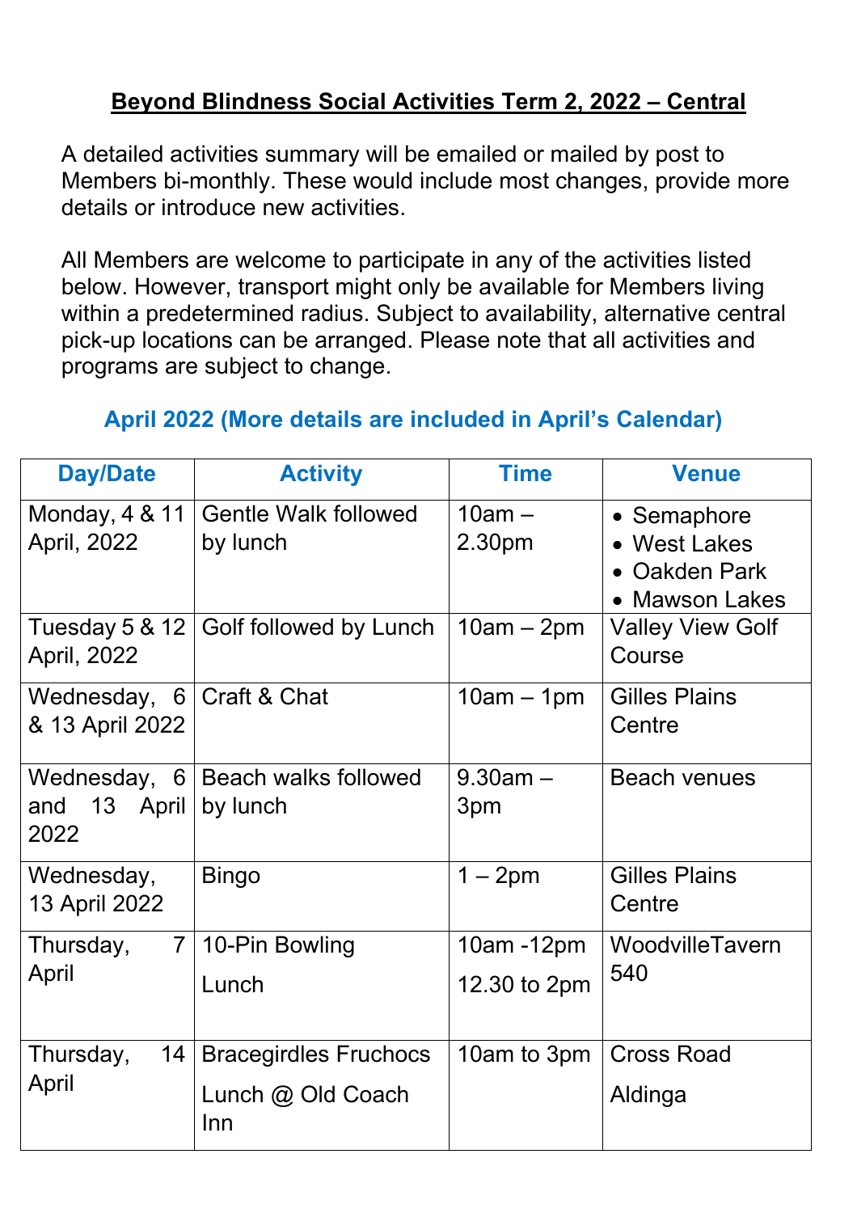# Beyond Blindness Social Activities Term 2, 2022 – Central

A detailed activities summary will be emailed or mailed by post to Members bi-monthly. These would include most changes, provide more details or introduce new activities.

All Members are welcome to participate in any of the activities listed below. However, transport might only be available for Members living within a predetermined radius. Subject to availability, alternative central pick-up locations can be arranged. Please note that all activities and programs are subject to change.

## April 2022 (More details are included in April's Calendar)

| Day/Date | Activity | Time | Venue |
|---|---|---|---|
| Monday, 4 & 11 April, 2022 | Gentle Walk followed by lunch | 10am – 2.30pm | • Semaphore<br>• West Lakes<br>• Oakden Park<br>• Mawson Lakes |
| Tuesday 5 & 12 April, 2022 | Golf followed by Lunch | 10am – 2pm | Valley View Golf Course |
| Wednesday, 6 & 13 April 2022 | Craft & Chat | 10am – 1pm | Gilles Plains Centre |
| Wednesday, 6 and 13 April 2022 | Beach walks followed by lunch | 9.30am – 3pm | Beach venues |
| Wednesday, 13 April 2022 | Bingo | 1 – 2pm | Gilles Plains Centre |
| Thursday, 7 April | 10-Pin Bowling<br>Lunch | 10am -12pm<br>12.30 to 2pm | WoodvilleTavern 540 |
| Thursday, 14 April | Bracegirdles Fruchocs<br>Lunch @ Old Coach Inn | 10am to 3pm | Cross Road<br>Aldinga |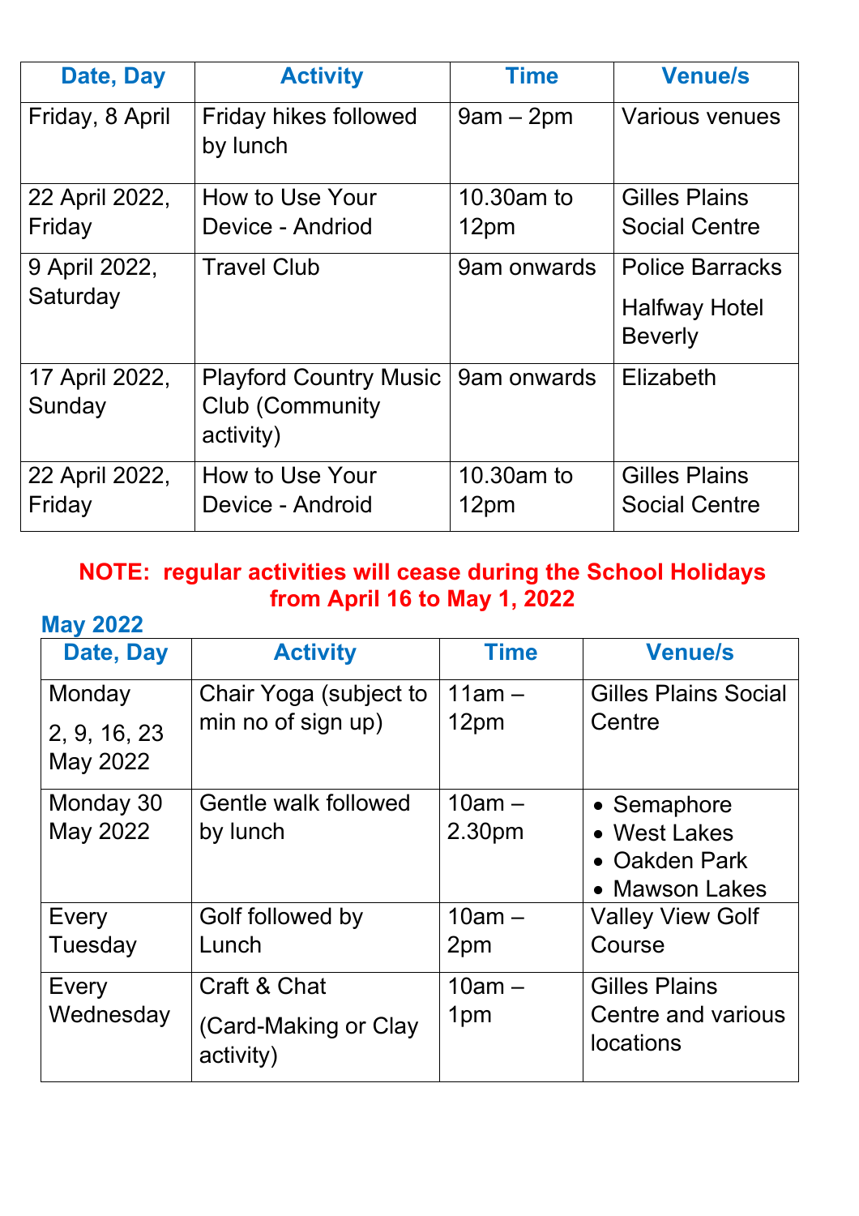| Date, Day | Activity | Time | Venue/s |
|---|---|---|---|
| Friday, 8 April | Friday hikes followed by lunch | 9am – 2pm | Various venues |
| 22 April 2022, Friday | How to Use Your Device - Andriod | 10.30am to 12pm | Gilles Plains Social Centre |
| 9 April 2022, Saturday | Travel Club | 9am onwards | Police Barracks<br>Halfway Hotel Beverly |
| 17 April 2022, Sunday | Playford Country Music Club (Community activity) | 9am onwards | Elizabeth |
| 22 April 2022, Friday | How to Use Your Device - Android | 10.30am to 12pm | Gilles Plains Social Centre |

**NOTE: regular activities will cease during the School Holidays from April 16 to May 1, 2022**

## May 2022

| Date, Day | Activity | Time | Venue/s |
|---|---|---|---|
| Monday<br>2, 9, 16, 23 May 2022 | Chair Yoga (subject to min no of sign up) | 11am – 12pm | Gilles Plains Social Centre |
| Monday 30 May 2022 | Gentle walk followed by lunch | 10am – 2.30pm | • Semaphore<br>• West Lakes<br>• Oakden Park<br>• Mawson Lakes |
| Every Tuesday | Golf followed by Lunch | 10am – 2pm | Valley View Golf Course |
| Every Wednesday | Craft & Chat<br>(Card-Making or Clay activity) | 10am – 1pm | Gilles Plains Centre and various locations |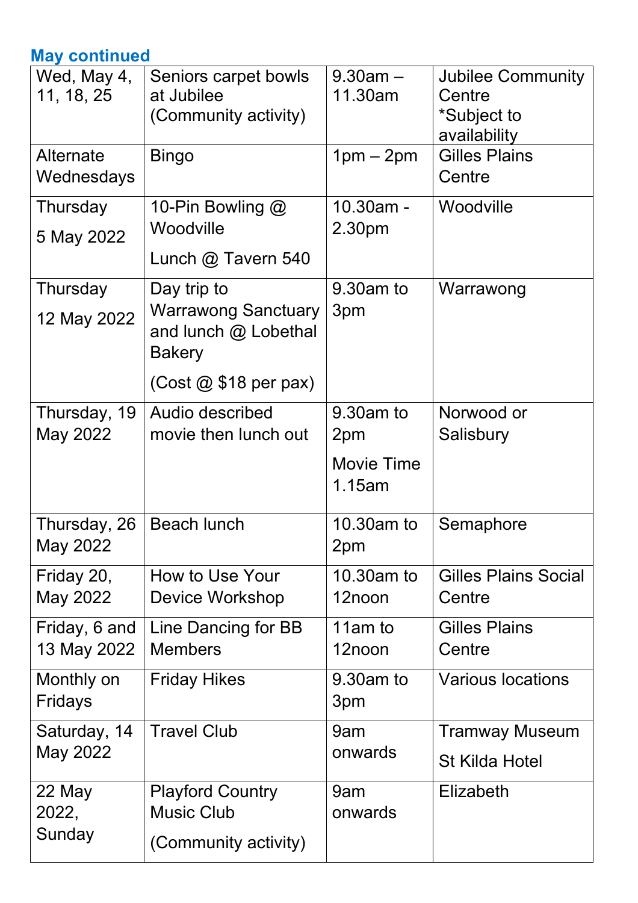## May continued

| Wed, May 4, 11, 18, 25 | Seniors carpet bowls at Jubilee (Community activity) | 9.30am – 11.30am | Jubilee Community Centre *Subject to availability |
|---|---|---|---|
| Alternate Wednesdays | Bingo | 1pm – 2pm | Gilles Plains Centre |
| Thursday 5 May 2022 | 10-Pin Bowling @ Woodville Lunch @ Tavern 540 | 10.30am - 2.30pm | Woodville |
| Thursday 12 May 2022 | Day trip to Warrawong Sanctuary and lunch @ Lobethal Bakery (Cost @ $18 per pax) | 9.30am to 3pm | Warrawong |
| Thursday, 19 May 2022 | Audio described movie then lunch out | 9.30am to 2pm Movie Time 1.15am | Norwood or Salisbury |
| Thursday, 26 May 2022 | Beach lunch | 10.30am to 2pm | Semaphore |
| Friday 20, May 2022 | How to Use Your Device Workshop | 10.30am to 12noon | Gilles Plains Social Centre |
| Friday, 6 and 13 May 2022 | Line Dancing for BB Members | 11am to 12noon | Gilles Plains Centre |
| Monthly on Fridays | Friday Hikes | 9.30am to 3pm | Various locations |
| Saturday, 14 May 2022 | Travel Club | 9am onwards | Tramway Museum St Kilda Hotel |
| 22 May 2022, Sunday | Playford Country Music Club (Community activity) | 9am onwards | Elizabeth |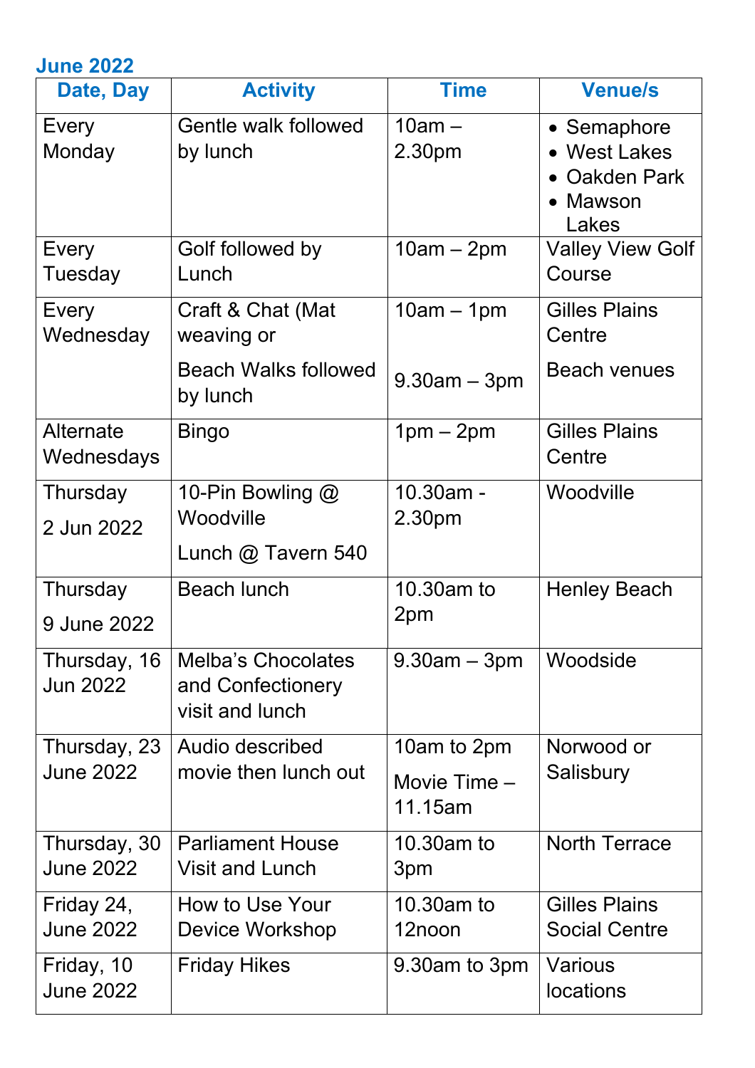## June 2022

| Date, Day | Activity | Time | Venue/s |
|---|---|---|---|
| Every Monday | Gentle walk followed by lunch | 10am – 2.30pm | • Semaphore<br>• West Lakes<br>• Oakden Park<br>• Mawson Lakes |
| Every Tuesday | Golf followed by Lunch | 10am – 2pm | Valley View Golf Course |
| Every Wednesday | Craft & Chat (Mat weaving or<br>Beach Walks followed by lunch | 10am – 1pm<br>9.30am – 3pm | Gilles Plains Centre<br>Beach venues |
| Alternate Wednesdays | Bingo | 1pm – 2pm | Gilles Plains Centre |
| Thursday 2 Jun 2022 | 10-Pin Bowling @ Woodville<br>Lunch @ Tavern 540 | 10.30am - 2.30pm | Woodville |
| Thursday 9 June 2022 | Beach lunch | 10.30am to 2pm | Henley Beach |
| Thursday, 16 Jun 2022 | Melba's Chocolates and Confectionery visit and lunch | 9.30am – 3pm | Woodside |
| Thursday, 23 June 2022 | Audio described movie then lunch out | 10am to 2pm<br>Movie Time – 11.15am | Norwood or Salisbury |
| Thursday, 30 June 2022 | Parliament House Visit and Lunch | 10.30am to 3pm | North Terrace |
| Friday 24, June 2022 | How to Use Your Device Workshop | 10.30am to 12noon | Gilles Plains Social Centre |
| Friday, 10 June 2022 | Friday Hikes | 9.30am to 3pm | Various locations |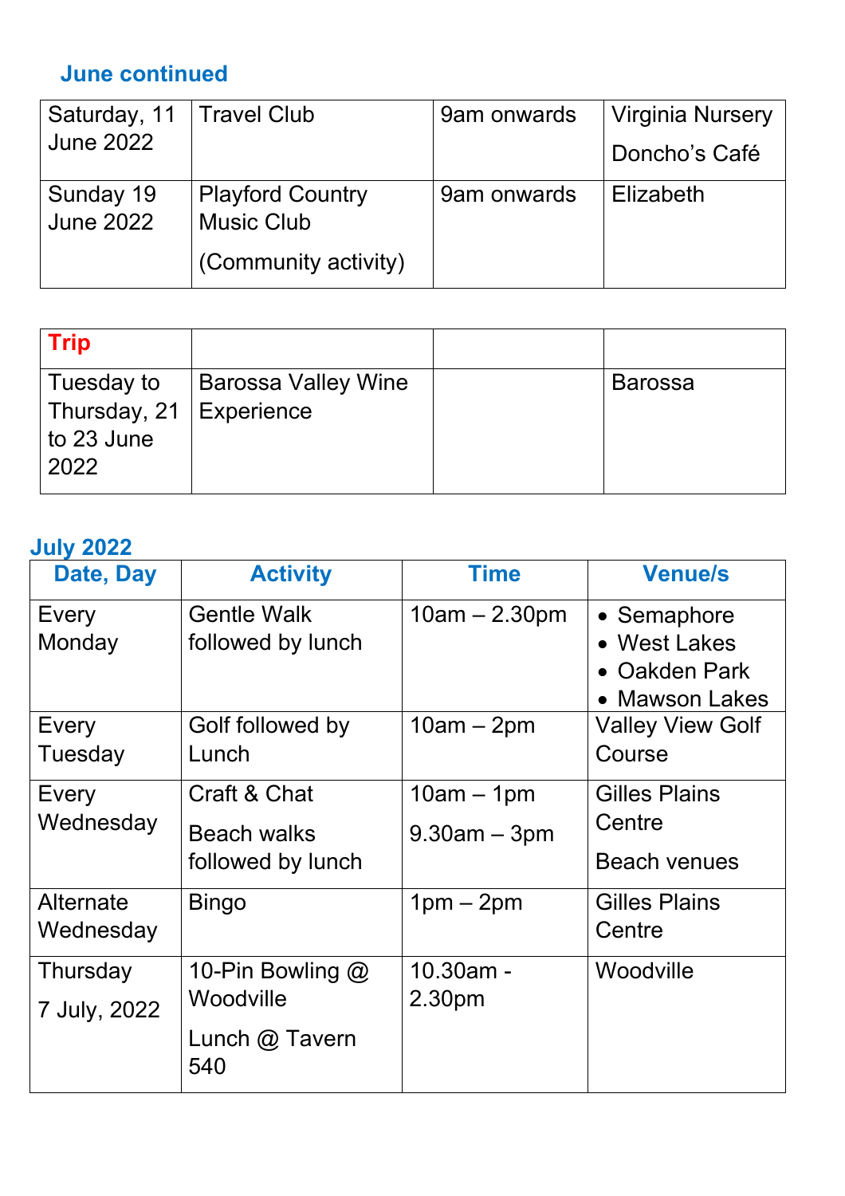### June continued

| | | | |
|---|---|---|---|
| Saturday, 11 June 2022 | Travel Club | 9am onwards | Virginia Nursery<br>Doncho's Café |
| Sunday 19 June 2022 | Playford Country Music Club<br>(Community activity) | 9am onwards | Elizabeth |

| **Trip** | | | |
|---|---|---|---|
| Tuesday to Thursday, 21 to 23 June 2022 | Barossa Valley Wine Experience | | Barossa |

### July 2022

| Date, Day | Activity | Time | Venue/s |
|---|---|---|---|
| Every Monday | Gentle Walk followed by lunch | 10am – 2.30pm | • Semaphore<br>• West Lakes<br>• Oakden Park<br>• Mawson Lakes |
| Every Tuesday | Golf followed by Lunch | 10am – 2pm | Valley View Golf Course |
| Every Wednesday | Craft & Chat<br>Beach walks followed by lunch | 10am – 1pm<br>9.30am – 3pm | Gilles Plains Centre<br>Beach venues |
| Alternate Wednesday | Bingo | 1pm – 2pm | Gilles Plains Centre |
| Thursday<br>7 July, 2022 | 10-Pin Bowling @ Woodville<br>Lunch @ Tavern 540 | 10.30am - 2.30pm | Woodville |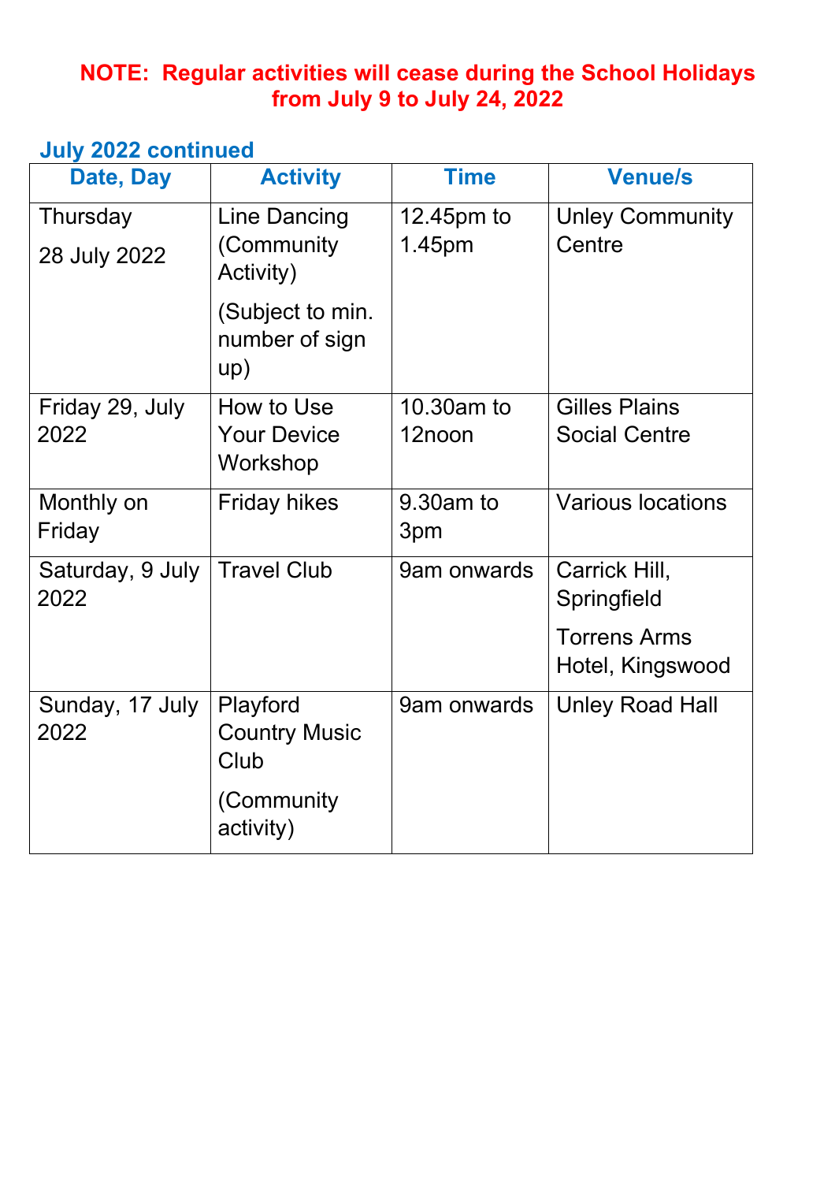**NOTE: Regular activities will cease during the School Holidays from July 9 to July 24, 2022**

**July 2022 continued**

| Date, Day | Activity | Time | Venue/s |
| --- | --- | --- | --- |
| Thursday 28 July 2022 | Line Dancing (Community Activity) (Subject to min. number of sign up) | 12.45pm to 1.45pm | Unley Community Centre |
| Friday 29, July 2022 | How to Use Your Device Workshop | 10.30am to 12noon | Gilles Plains Social Centre |
| Monthly on Friday | Friday hikes | 9.30am to 3pm | Various locations |
| Saturday, 9 July 2022 | Travel Club | 9am onwards | Carrick Hill, Springfield<br>Torrens Arms Hotel, Kingswood |
| Sunday, 17 July 2022 | Playford Country Music Club (Community activity) | 9am onwards | Unley Road Hall |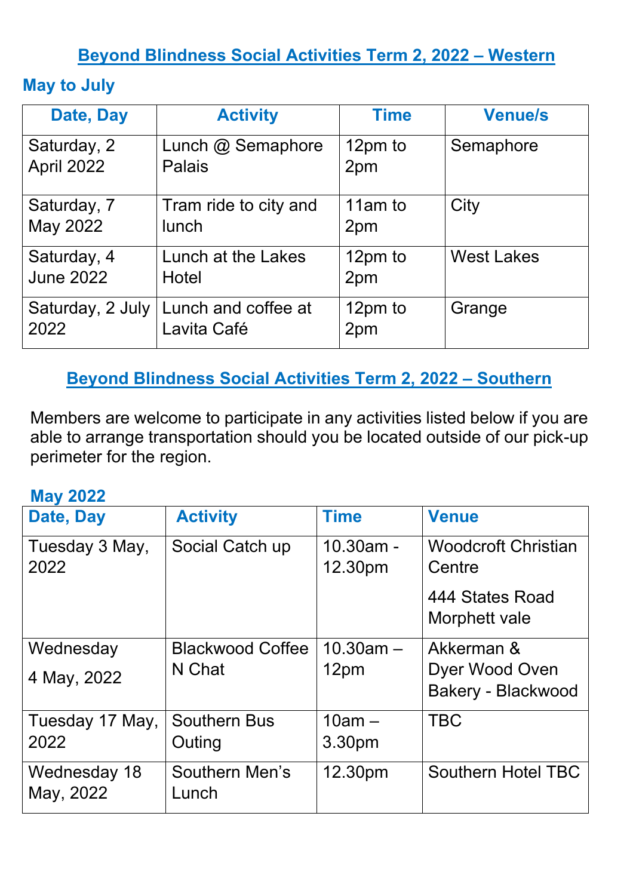## Beyond Blindness Social Activities Term 2, 2022 – Western

### May to July

| Date, Day | Activity | Time | Venue/s |
|---|---|---|---|
| Saturday, 2 April 2022 | Lunch @ Semaphore Palais | 12pm to 2pm | Semaphore |
| Saturday, 7 May 2022 | Tram ride to city and lunch | 11am to 2pm | City |
| Saturday, 4 June 2022 | Lunch at the Lakes Hotel | 12pm to 2pm | West Lakes |
| Saturday, 2 July 2022 | Lunch and coffee at Lavita Café | 12pm to 2pm | Grange |

## Beyond Blindness Social Activities Term 2, 2022 – Southern

Members are welcome to participate in any activities listed below if you are able to arrange transportation should you be located outside of our pick-up perimeter for the region.

### May 2022

| Date, Day | Activity | Time | Venue |
|---|---|---|---|
| Tuesday 3 May, 2022 | Social Catch up | 10.30am - 12.30pm | Woodcroft Christian Centre 444 States Road Morphett vale |
| Wednesday 4 May, 2022 | Blackwood Coffee N Chat | 10.30am – 12pm | Akkerman & Dyer Wood Oven Bakery - Blackwood |
| Tuesday 17 May, 2022 | Southern Bus Outing | 10am – 3.30pm | TBC |
| Wednesday 18 May, 2022 | Southern Men's Lunch | 12.30pm | Southern Hotel TBC |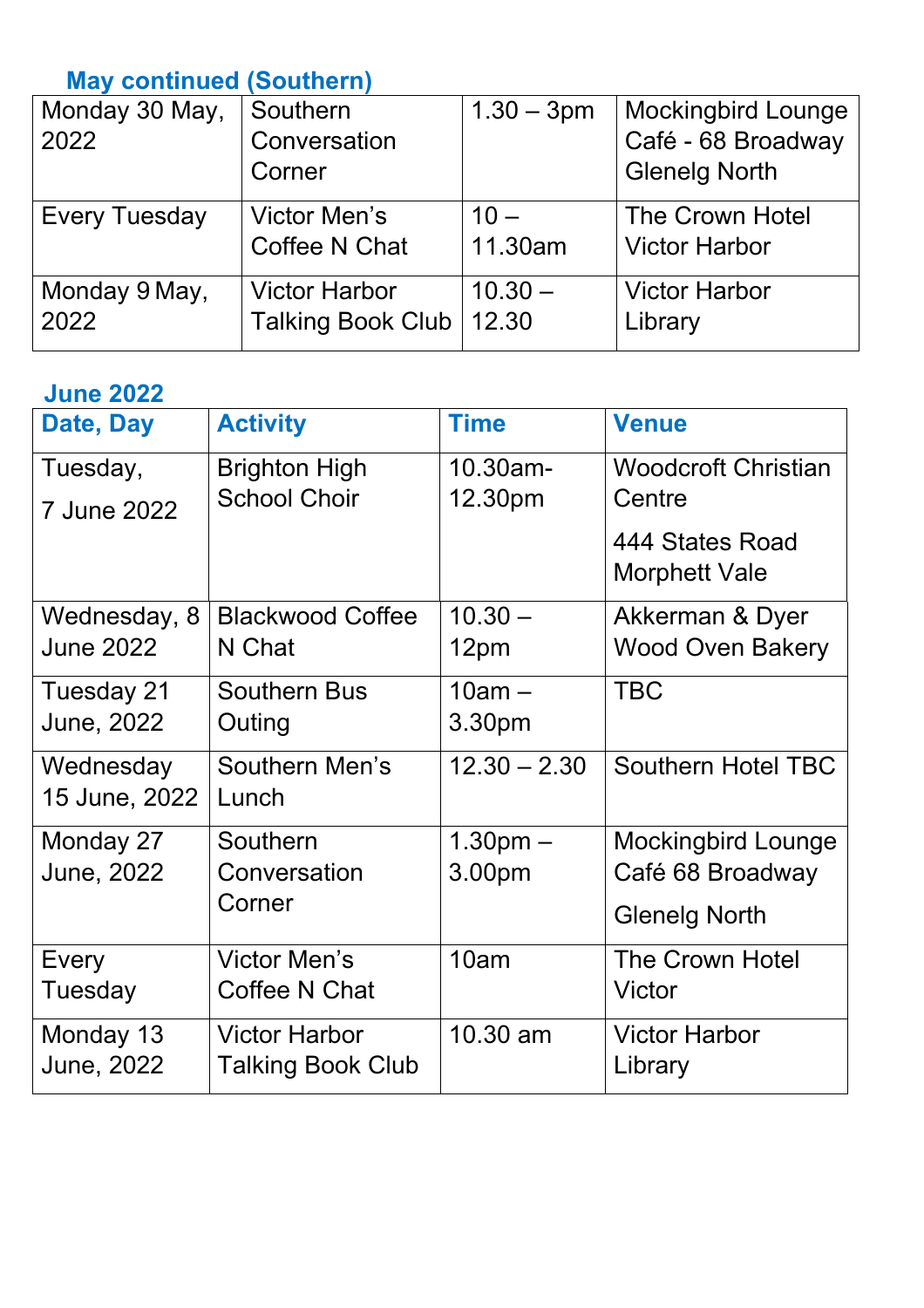### May continued (Southern)

| | | | |
|---|---|---|---|
| Monday 30 May, 2022 | Southern Conversation Corner | 1.30 – 3pm | Mockingbird Lounge Café - 68 Broadway Glenelg North |
| Every Tuesday | Victor Men's Coffee N Chat | 10 – 11.30am | The Crown Hotel Victor Harbor |
| Monday 9 May, 2022 | Victor Harbor Talking Book Club | 10.30 – 12.30 | Victor Harbor Library |

### June 2022

| Date, Day | Activity | Time | Venue |
|---|---|---|---|
| Tuesday, 7 June 2022 | Brighton High School Choir | 10.30am-12.30pm | Woodcroft Christian Centre 444 States Road Morphett Vale |
| Wednesday, 8 June 2022 | Blackwood Coffee N Chat | 10.30 – 12pm | Akkerman & Dyer Wood Oven Bakery |
| Tuesday 21 June, 2022 | Southern Bus Outing | 10am – 3.30pm | TBC |
| Wednesday 15 June, 2022 | Southern Men's Lunch | 12.30 – 2.30 | Southern Hotel TBC |
| Monday 27 June, 2022 | Southern Conversation Corner | 1.30pm – 3.00pm | Mockingbird Lounge Café 68 Broadway Glenelg North |
| Every Tuesday | Victor Men's Coffee N Chat | 10am | The Crown Hotel Victor |
| Monday 13 June, 2022 | Victor Harbor Talking Book Club | 10.30 am | Victor Harbor Library |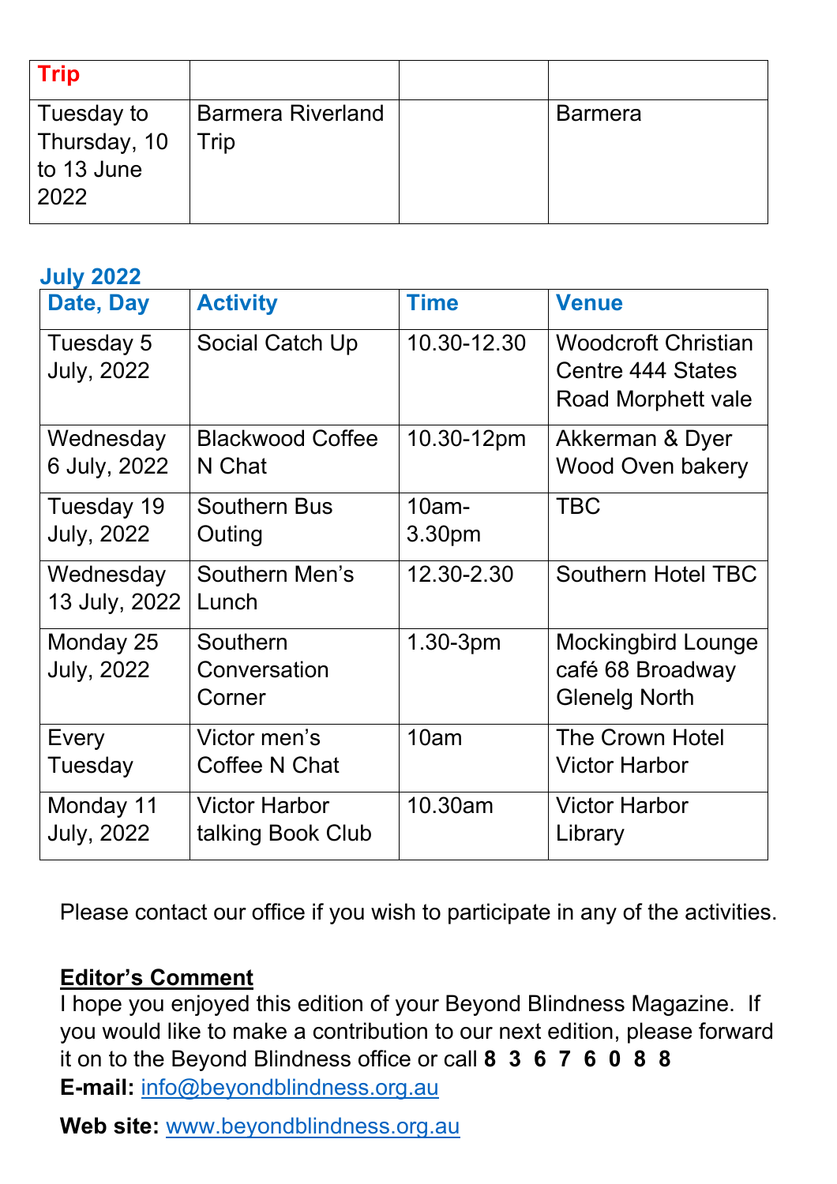| Trip | | | |
| --- | --- | --- | --- |
| Tuesday to Thursday, 10 to 13 June 2022 | Barmera Riverland Trip | | Barmera |

**July 2022**

| Date, Day | Activity | Time | Venue |
| --- | --- | --- | --- |
| Tuesday 5 July, 2022 | Social Catch Up | 10.30-12.30 | Woodcroft Christian Centre 444 States Road Morphett vale |
| Wednesday 6 July, 2022 | Blackwood Coffee N Chat | 10.30-12pm | Akkerman & Dyer Wood Oven bakery |
| Tuesday 19 July, 2022 | Southern Bus Outing | 10am-3.30pm | TBC |
| Wednesday 13 July, 2022 | Southern Men's Lunch | 12.30-2.30 | Southern Hotel TBC |
| Monday 25 July, 2022 | Southern Conversation Corner | 1.30-3pm | Mockingbird Lounge café 68 Broadway Glenelg North |
| Every Tuesday | Victor men's Coffee N Chat | 10am | The Crown Hotel Victor Harbor |
| Monday 11 July, 2022 | Victor Harbor talking Book Club | 10.30am | Victor Harbor Library |

Please contact our office if you wish to participate in any of the activities.

**Editor's Comment**

I hope you enjoyed this edition of your Beyond Blindness Magazine. If you would like to make a contribution to our next edition, please forward it on to the Beyond Blindness office or call **8 3 6 7 6 0 8 8**

**E-mail:** info@beyondblindness.org.au

**Web site:** www.beyondblindness.org.au